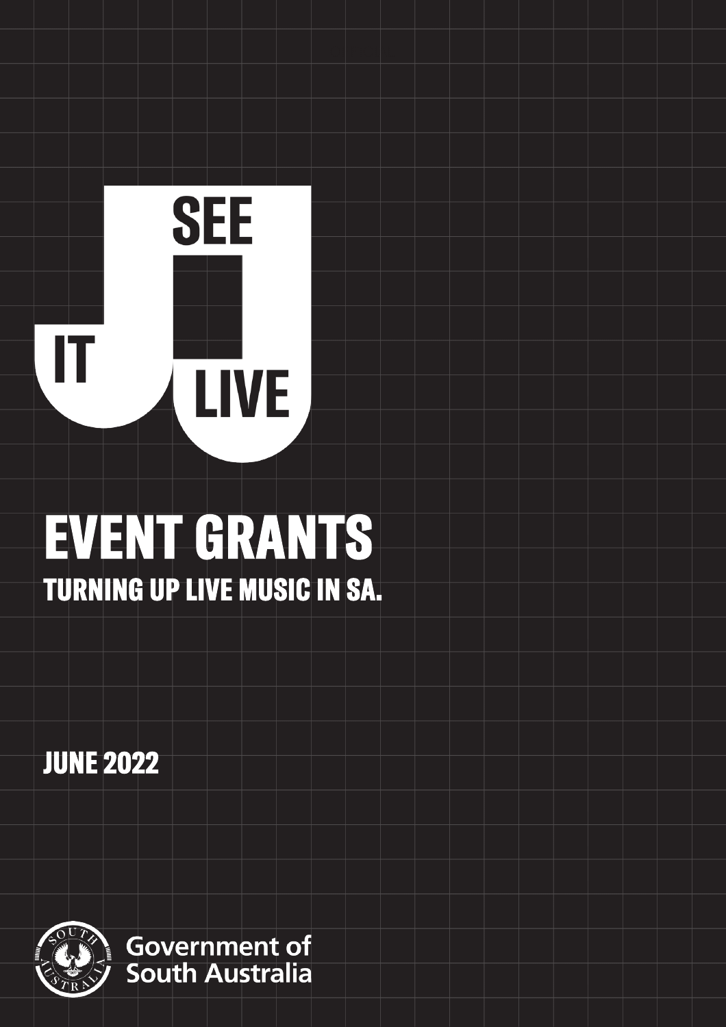SEE IT LIVE

# EVENT GRANTS

## TURNING UP LIVE MUSIC IN SA.

JUNE 2022

Government of South Australia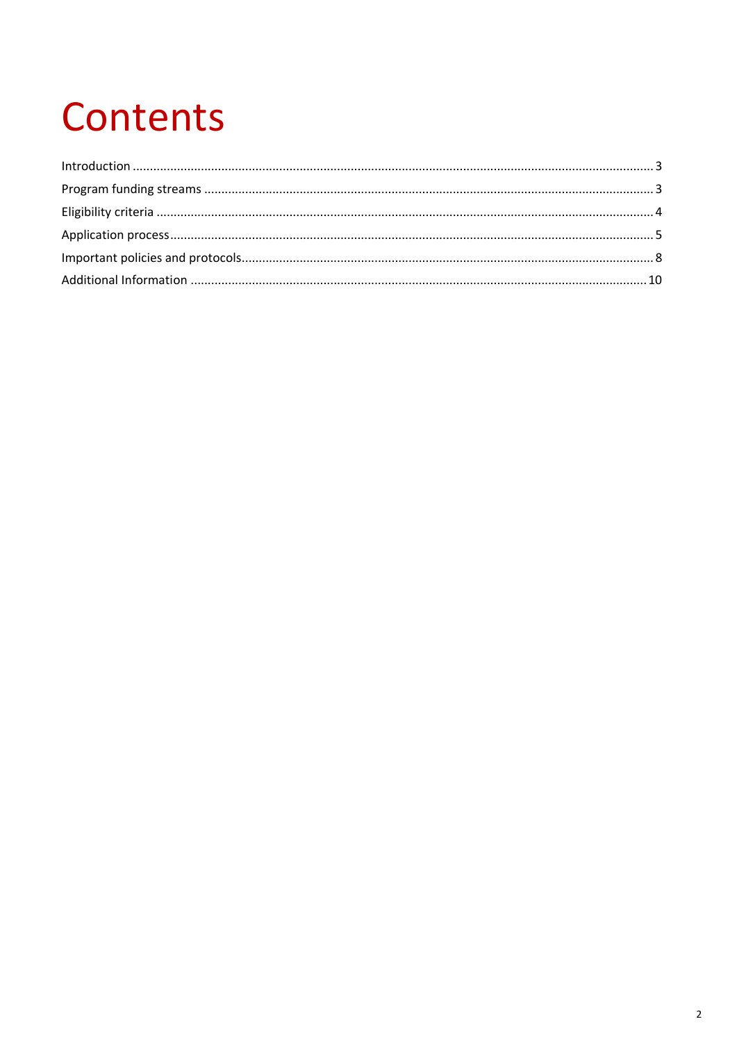# Contents

Introduction ........................................................ 3

Program funding streams ........................................................ 3

Eligibility criteria ........................................................ 4

Application process ........................................................ 5

Important policies and protocols ........................................................ 8

Additional Information ........................................................ 10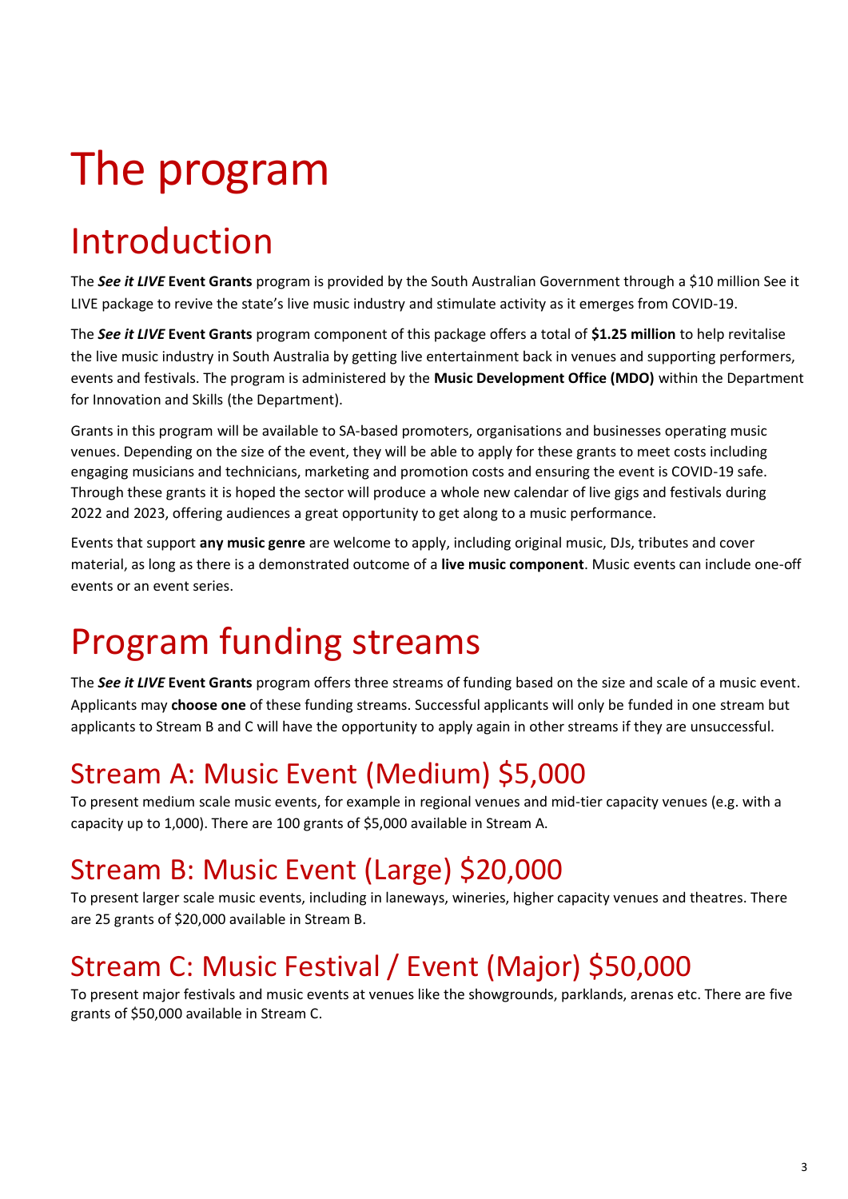# The program

## Introduction

The ***See it LIVE* Event Grants** program is provided by the South Australian Government through a $10 million See it LIVE package to revive the state's live music industry and stimulate activity as it emerges from COVID-19.

The ***See it LIVE* Event Grants** program component of this package offers a total of **$1.25 million** to help revitalise the live music industry in South Australia by getting live entertainment back in venues and supporting performers, events and festivals. The program is administered by the **Music Development Office (MDO)** within the Department for Innovation and Skills (the Department).

Grants in this program will be available to SA-based promoters, organisations and businesses operating music venues. Depending on the size of the event, they will be able to apply for these grants to meet costs including engaging musicians and technicians, marketing and promotion costs and ensuring the event is COVID-19 safe. Through these grants it is hoped the sector will produce a whole new calendar of live gigs and festivals during 2022 and 2023, offering audiences a great opportunity to get along to a music performance.

Events that support **any music genre** are welcome to apply, including original music, DJs, tributes and cover material, as long as there is a demonstrated outcome of a **live music component**. Music events can include one-off events or an event series.

## Program funding streams

The ***See it LIVE* Event Grants** program offers three streams of funding based on the size and scale of a music event. Applicants may **choose one** of these funding streams. Successful applicants will only be funded in one stream but applicants to Stream B and C will have the opportunity to apply again in other streams if they are unsuccessful.

### Stream A: Music Event (Medium) $5,000

To present medium scale music events, for example in regional venues and mid-tier capacity venues (e.g. with a capacity up to 1,000). There are 100 grants of $5,000 available in Stream A.

### Stream B: Music Event (Large) $20,000

To present larger scale music events, including in laneways, wineries, higher capacity venues and theatres. There are 25 grants of $20,000 available in Stream B.

### Stream C: Music Festival / Event (Major) $50,000

To present major festivals and music events at venues like the showgrounds, parklands, arenas etc. There are five grants of $50,000 available in Stream C.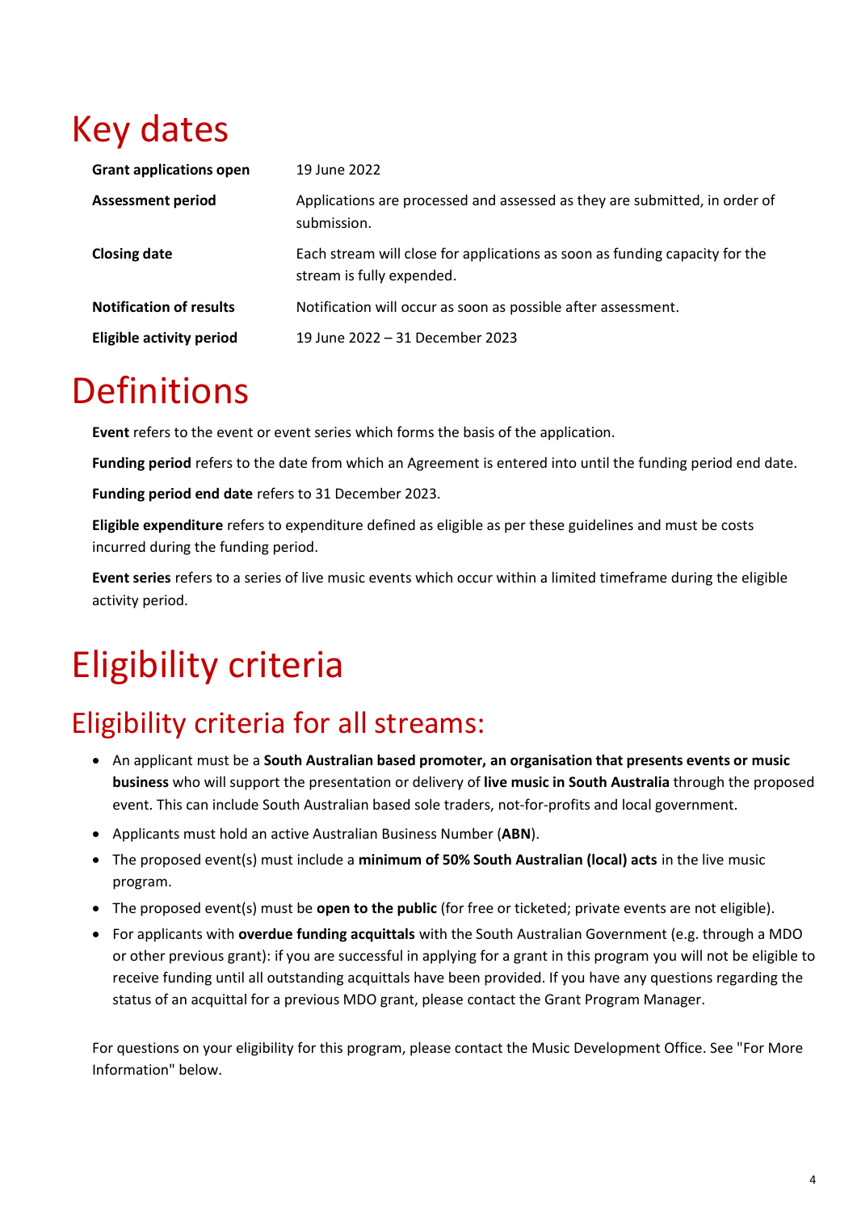# Key dates

| | |
|---|---|
| **Grant applications open** | 19 June 2022 |
| **Assessment period** | Applications are processed and assessed as they are submitted, in order of submission. |
| **Closing date** | Each stream will close for applications as soon as funding capacity for the stream is fully expended. |
| **Notification of results** | Notification will occur as soon as possible after assessment. |
| **Eligible activity period** | 19 June 2022 – 31 December 2023 |

# Definitions

**Event** refers to the event or event series which forms the basis of the application.

**Funding period** refers to the date from which an Agreement is entered into until the funding period end date.

**Funding period end date** refers to 31 December 2023.

**Eligible expenditure** refers to expenditure defined as eligible as per these guidelines and must be costs incurred during the funding period.

**Event series** refers to a series of live music events which occur within a limited timeframe during the eligible activity period.

# Eligibility criteria

## Eligibility criteria for all streams:

- An applicant must be a **South Australian based promoter, an organisation that presents events or music business** who will support the presentation or delivery of **live music in South Australia** through the proposed event. This can include South Australian based sole traders, not-for-profits and local government.
- Applicants must hold an active Australian Business Number (**ABN**).
- The proposed event(s) must include a **minimum of 50% South Australian (local) acts** in the live music program.
- The proposed event(s) must be **open to the public** (for free or ticketed; private events are not eligible).
- For applicants with **overdue funding acquittals** with the South Australian Government (e.g. through a MDO or other previous grant): if you are successful in applying for a grant in this program you will not be eligible to receive funding until all outstanding acquittals have been provided. If you have any questions regarding the status of an acquittal for a previous MDO grant, please contact the Grant Program Manager.

For questions on your eligibility for this program, please contact the Music Development Office. See "For More Information" below.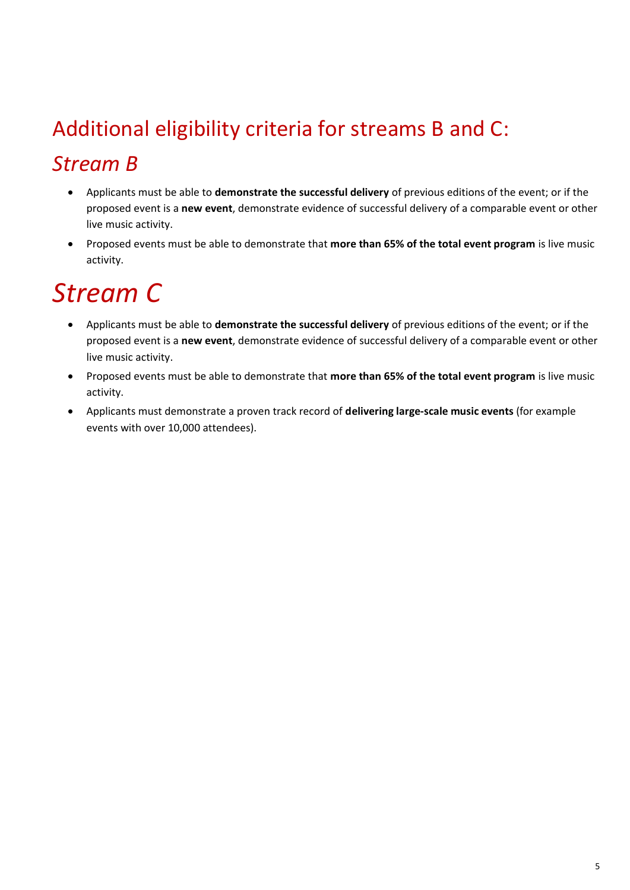## Additional eligibility criteria for streams B and C:

### *Stream B*

- Applicants must be able to **demonstrate the successful delivery** of previous editions of the event; or if the proposed event is a **new event**, demonstrate evidence of successful delivery of a comparable event or other live music activity.
- Proposed events must be able to demonstrate that **more than 65% of the total event program** is live music activity.

## *Stream C*

- Applicants must be able to **demonstrate the successful delivery** of previous editions of the event; or if the proposed event is a **new event**, demonstrate evidence of successful delivery of a comparable event or other live music activity.
- Proposed events must be able to demonstrate that **more than 65% of the total event program** is live music activity.
- Applicants must demonstrate a proven track record of **delivering large-scale music events** (for example events with over 10,000 attendees).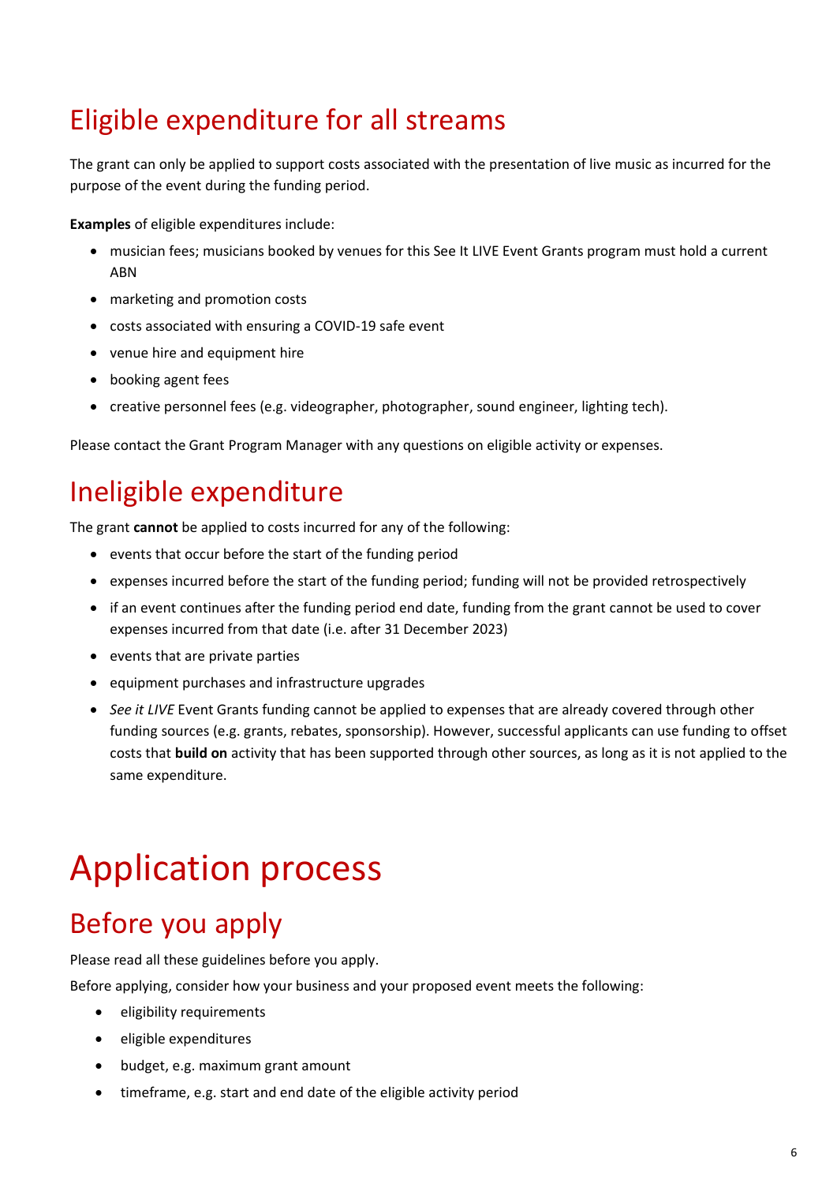## Eligible expenditure for all streams

The grant can only be applied to support costs associated with the presentation of live music as incurred for the purpose of the event during the funding period.

**Examples** of eligible expenditures include:

- musician fees; musicians booked by venues for this See It LIVE Event Grants program must hold a current ABN
- marketing and promotion costs
- costs associated with ensuring a COVID-19 safe event
- venue hire and equipment hire
- booking agent fees
- creative personnel fees (e.g. videographer, photographer, sound engineer, lighting tech).

Please contact the Grant Program Manager with any questions on eligible activity or expenses.

## Ineligible expenditure

The grant **cannot** be applied to costs incurred for any of the following:

- events that occur before the start of the funding period
- expenses incurred before the start of the funding period; funding will not be provided retrospectively
- if an event continues after the funding period end date, funding from the grant cannot be used to cover expenses incurred from that date (i.e. after 31 December 2023)
- events that are private parties
- equipment purchases and infrastructure upgrades
- *See it LIVE* Event Grants funding cannot be applied to expenses that are already covered through other funding sources (e.g. grants, rebates, sponsorship). However, successful applicants can use funding to offset costs that **build on** activity that has been supported through other sources, as long as it is not applied to the same expenditure.

# Application process

## Before you apply

Please read all these guidelines before you apply.

Before applying, consider how your business and your proposed event meets the following:

- eligibility requirements
- eligible expenditures
- budget, e.g. maximum grant amount
- timeframe, e.g. start and end date of the eligible activity period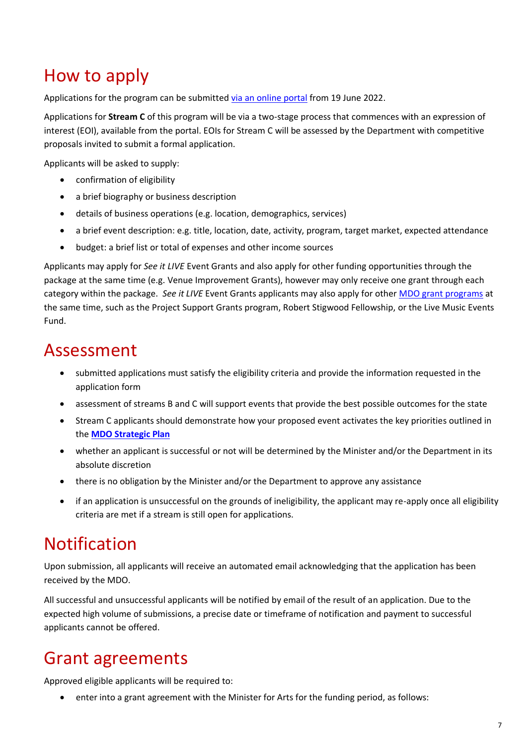# How to apply

Applications for the program can be submitted [via an online portal](via an online portal) from 19 June 2022.

Applications for **Stream C** of this program will be via a two-stage process that commences with an expression of interest (EOI), available from the portal. EOIs for Stream C will be assessed by the Department with competitive proposals invited to submit a formal application.

Applicants will be asked to supply:

- confirmation of eligibility
- a brief biography or business description
- details of business operations (e.g. location, demographics, services)
- a brief event description: e.g. title, location, date, activity, program, target market, expected attendance
- budget: a brief list or total of expenses and other income sources

Applicants may apply for *See it LIVE* Event Grants and also apply for other funding opportunities through the package at the same time (e.g. Venue Improvement Grants), however may only receive one grant through each category within the package. *See it LIVE* Event Grants applicants may also apply for other MDO grant programs at the same time, such as the Project Support Grants program, Robert Stigwood Fellowship, or the Live Music Events Fund.

# Assessment

- submitted applications must satisfy the eligibility criteria and provide the information requested in the application form
- assessment of streams B and C will support events that provide the best possible outcomes for the state
- Stream C applicants should demonstrate how your proposed event activates the key priorities outlined in the **MDO Strategic Plan**
- whether an applicant is successful or not will be determined by the Minister and/or the Department in its absolute discretion
- there is no obligation by the Minister and/or the Department to approve any assistance
- if an application is unsuccessful on the grounds of ineligibility, the applicant may re-apply once all eligibility criteria are met if a stream is still open for applications.

# Notification

Upon submission, all applicants will receive an automated email acknowledging that the application has been received by the MDO.

All successful and unsuccessful applicants will be notified by email of the result of an application. Due to the expected high volume of submissions, a precise date or timeframe of notification and payment to successful applicants cannot be offered.

# Grant agreements

Approved eligible applicants will be required to:

- enter into a grant agreement with the Minister for Arts for the funding period, as follows: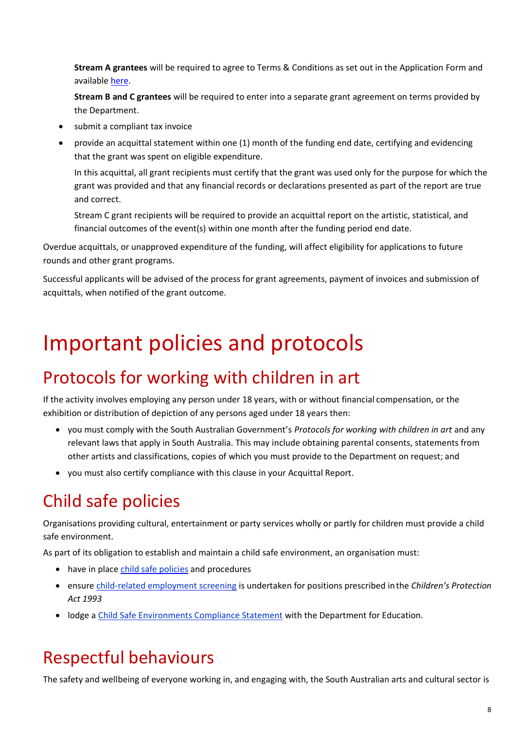**Stream A grantees** will be required to agree to Terms & Conditions as set out in the Application Form and available [here](#).

**Stream B and C grantees** will be required to enter into a separate grant agreement on terms provided by the Department.

- submit a compliant tax invoice
- provide an acquittal statement within one (1) month of the funding end date, certifying and evidencing that the grant was spent on eligible expenditure.

  In this acquittal, all grant recipients must certify that the grant was used only for the purpose for which the grant was provided and that any financial records or declarations presented as part of the report are true and correct.

  Stream C grant recipients will be required to provide an acquittal report on the artistic, statistical, and financial outcomes of the event(s) within one month after the funding period end date.

Overdue acquittals, or unapproved expenditure of the funding, will affect eligibility for applications to future rounds and other grant programs.

Successful applicants will be advised of the process for grant agreements, payment of invoices and submission of acquittals, when notified of the grant outcome.

# Important policies and protocols

## Protocols for working with children in art

If the activity involves employing any person under 18 years, with or without financial compensation, or the exhibition or distribution of depiction of any persons aged under 18 years then:

- you must comply with the South Australian Government's *Protocols for working with children in art* and any relevant laws that apply in South Australia. This may include obtaining parental consents, statements from other artists and classifications, copies of which you must provide to the Department on request; and
- you must also certify compliance with this clause in your Acquittal Report.

## Child safe policies

Organisations providing cultural, entertainment or party services wholly or partly for children must provide a child safe environment.

As part of its obligation to establish and maintain a child safe environment, an organisation must:

- have in place [child safe policies](#) and procedures
- ensure [child-related employment screening](#) is undertaken for positions prescribed in the *Children's Protection Act 1993*
- lodge a [Child Safe Environments Compliance Statement](#) with the Department for Education.

## Respectful behaviours

The safety and wellbeing of everyone working in, and engaging with, the South Australian arts and cultural sector is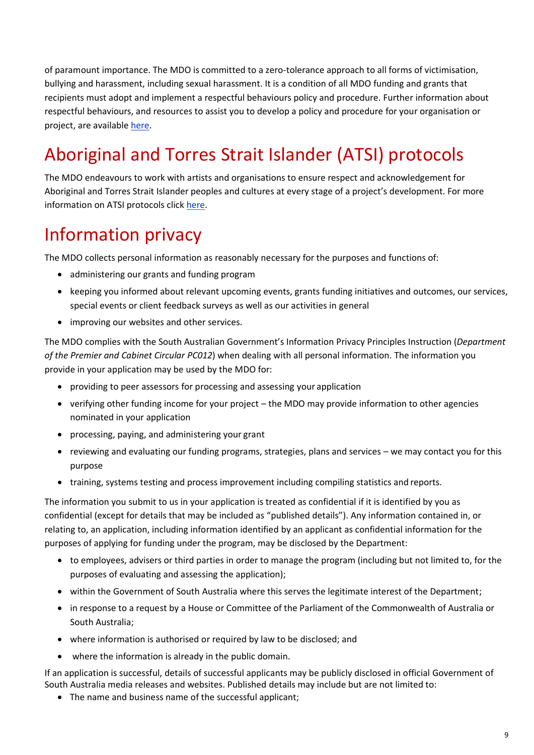of paramount importance. The MDO is committed to a zero-tolerance approach to all forms of victimisation, bullying and harassment, including sexual harassment. It is a condition of all MDO funding and grants that recipients must adopt and implement a respectful behaviours policy and procedure. Further information about respectful behaviours, and resources to assist you to develop a policy and procedure for your organisation or project, are available here.

# Aboriginal and Torres Strait Islander (ATSI) protocols

The MDO endeavours to work with artists and organisations to ensure respect and acknowledgement for Aboriginal and Torres Strait Islander peoples and cultures at every stage of a project's development. For more information on ATSI protocols click here.

# Information privacy

The MDO collects personal information as reasonably necessary for the purposes and functions of:

- administering our grants and funding program
- keeping you informed about relevant upcoming events, grants funding initiatives and outcomes, our services, special events or client feedback surveys as well as our activities in general
- improving our websites and other services.

The MDO complies with the South Australian Government's Information Privacy Principles Instruction (*Department of the Premier and Cabinet Circular PC012*) when dealing with all personal information. The information you provide in your application may be used by the MDO for:

- providing to peer assessors for processing and assessing your application
- verifying other funding income for your project – the MDO may provide information to other agencies nominated in your application
- processing, paying, and administering your grant
- reviewing and evaluating our funding programs, strategies, plans and services – we may contact you for this purpose
- training, systems testing and process improvement including compiling statistics and reports.

The information you submit to us in your application is treated as confidential if it is identified by you as confidential (except for details that may be included as "published details"). Any information contained in, or relating to, an application, including information identified by an applicant as confidential information for the purposes of applying for funding under the program, may be disclosed by the Department:

- to employees, advisers or third parties in order to manage the program (including but not limited to, for the purposes of evaluating and assessing the application);
- within the Government of South Australia where this serves the legitimate interest of the Department;
- in response to a request by a House or Committee of the Parliament of the Commonwealth of Australia or South Australia;
- where information is authorised or required by law to be disclosed; and
- where the information is already in the public domain.

If an application is successful, details of successful applicants may be publicly disclosed in official Government of South Australia media releases and websites. Published details may include but are not limited to:

- The name and business name of the successful applicant;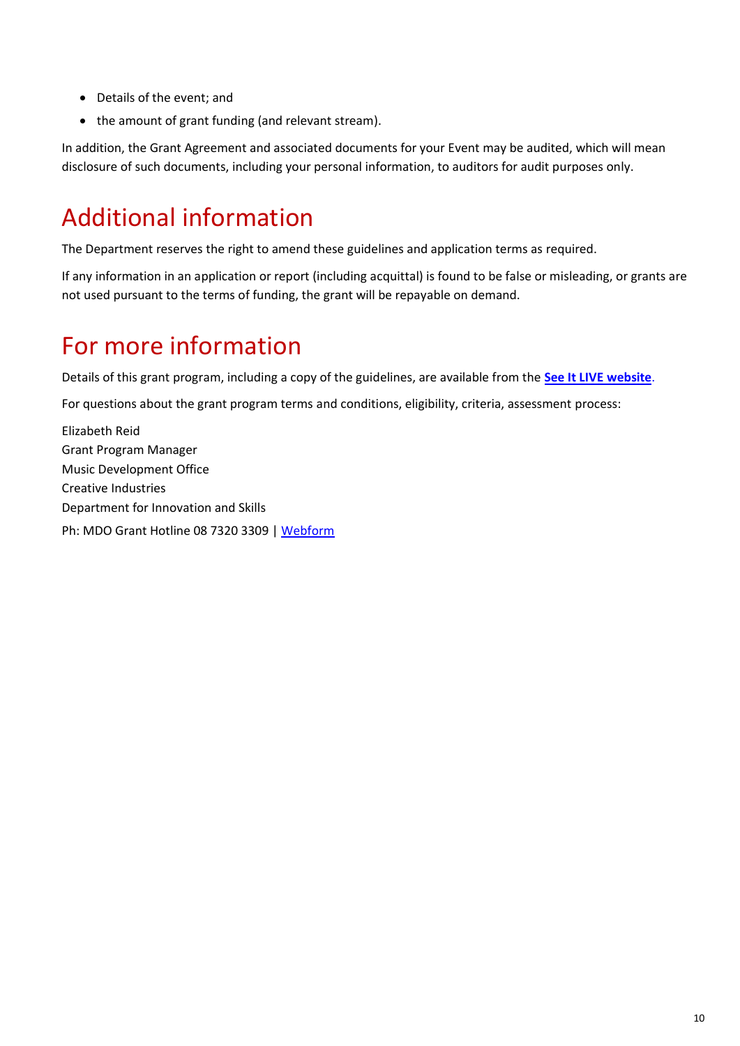- Details of the event; and
- the amount of grant funding (and relevant stream).

In addition, the Grant Agreement and associated documents for your Event may be audited, which will mean disclosure of such documents, including your personal information, to auditors for audit purposes only.

# Additional information

The Department reserves the right to amend these guidelines and application terms as required.

If any information in an application or report (including acquittal) is found to be false or misleading, or grants are not used pursuant to the terms of funding, the grant will be repayable on demand.

# For more information

Details of this grant program, including a copy of the guidelines, are available from the **See It LIVE website**.

For questions about the grant program terms and conditions, eligibility, criteria, assessment process:

Elizabeth Reid
Grant Program Manager
Music Development Office
Creative Industries
Department for Innovation and Skills
Ph: MDO Grant Hotline 08 7320 3309 | Webform